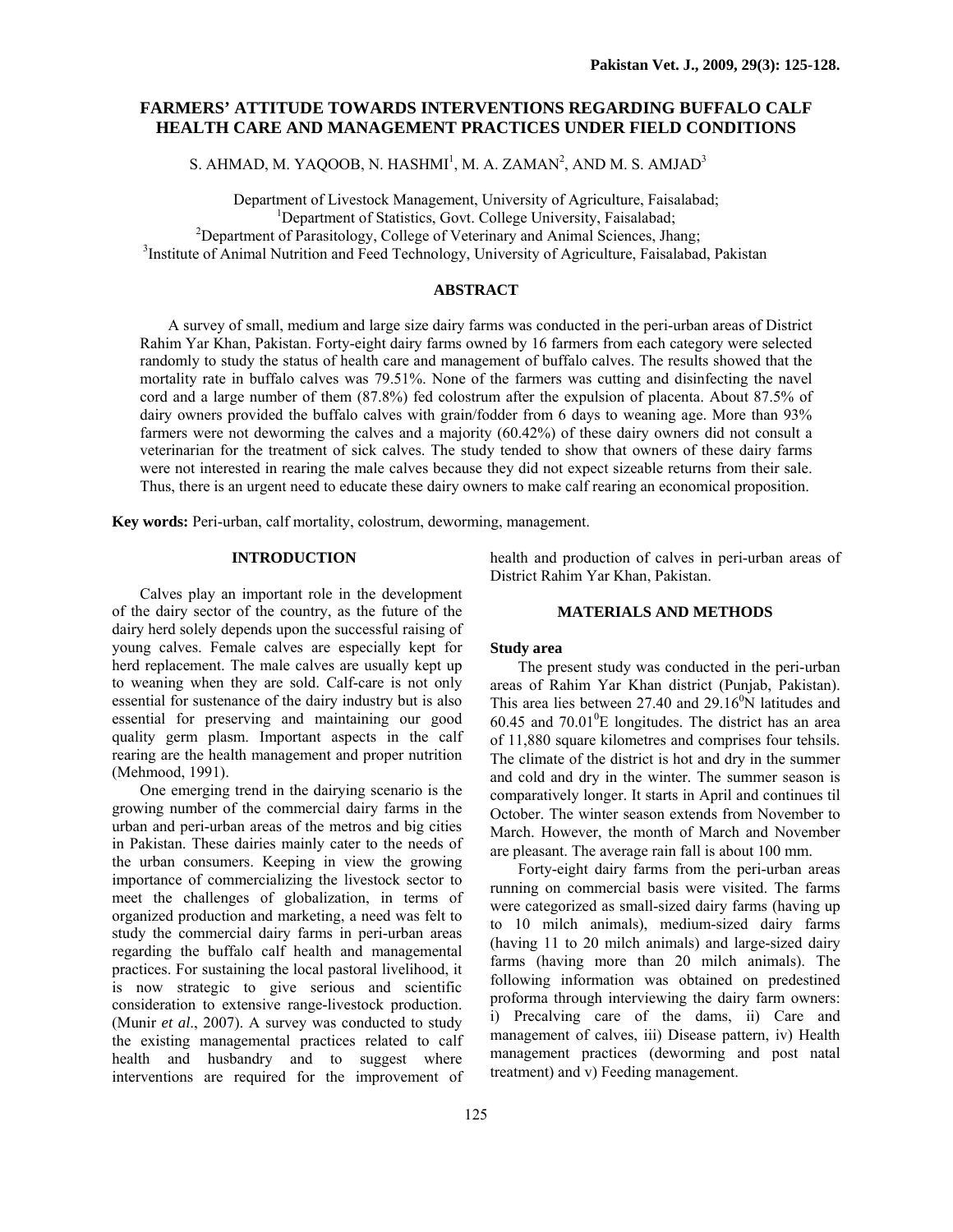# FARMERS' ATTITUDE TOWARDS INTERVENTIONS REGARDING BUFFALO CALF HEALTH CARE AND MANAGEMENT PRACTICES UNDER FIELD CONDITIONS

S. AHMAD, M. YAQOOB, N. HASHMI[1], M. A. ZAMAN[2], AND M. S. AMJAD[3]

Department of Livestock Management, University of Agriculture, Faisalabad;
[1]Department of Statistics, Govt. College University, Faisalabad;
[2]Department of Parasitology, College of Veterinary and Animal Sciences, Jhang;
[3]Institute of Animal Nutrition and Feed Technology, University of Agriculture, Faisalabad, Pakistan

## ABSTRACT

A survey of small, medium and large size dairy farms was conducted in the peri-urban areas of District Rahim Yar Khan, Pakistan. Forty-eight dairy farms owned by 16 farmers from each category were selected randomly to study the status of health care and management of buffalo calves. The results showed that the mortality rate in buffalo calves was 79.51%. None of the farmers was cutting and disinfecting the navel cord and a large number of them (87.8%) fed colostrum after the expulsion of placenta. About 87.5% of dairy owners provided the buffalo calves with grain/fodder from 6 days to weaning age. More than 93% farmers were not deworming the calves and a majority (60.42%) of these dairy owners did not consult a veterinarian for the treatment of sick calves. The study tended to show that owners of these dairy farms were not interested in rearing the male calves because they did not expect sizeable returns from their sale. Thus, there is an urgent need to educate these dairy owners to make calf rearing an economical proposition.

**Key words:** Peri-urban, calf mortality, colostrum, deworming, management.

## INTRODUCTION

Calves play an important role in the development of the dairy sector of the country, as the future of the dairy herd solely depends upon the successful raising of young calves. Female calves are especially kept for herd replacement. The male calves are usually kept up to weaning when they are sold. Calf-care is not only essential for sustenance of the dairy industry but is also essential for preserving and maintaining our good quality germ plasm. Important aspects in the calf rearing are the health management and proper nutrition (Mehmood, 1991).

One emerging trend in the dairying scenario is the growing number of the commercial dairy farms in the urban and peri-urban areas of the metros and big cities in Pakistan. These dairies mainly cater to the needs of the urban consumers. Keeping in view the growing importance of commercializing the livestock sector to meet the challenges of globalization, in terms of organized production and marketing, a need was felt to study the commercial dairy farms in peri-urban areas regarding the buffalo calf health and managemental practices. For sustaining the local pastoral livelihood, it is now strategic to give serious and scientific consideration to extensive range-livestock production. (Munir *et al*., 2007). A survey was conducted to study the existing managemental practices related to calf health and husbandry and to suggest where interventions are required for the improvement of health and production of calves in peri-urban areas of District Rahim Yar Khan, Pakistan.

## MATERIALS AND METHODS

### Study area

The present study was conducted in the peri-urban areas of Rahim Yar Khan district (Punjab, Pakistan). This area lies between 27.40 and 29.16$^0$N latitudes and 60.45 and 70.01$^0$E longitudes. The district has an area of 11,880 square kilometres and comprises four tehsils. The climate of the district is hot and dry in the summer and cold and dry in the winter. The summer season is comparatively longer. It starts in April and continues til October. The winter season extends from November to March. However, the month of March and November are pleasant. The average rain fall is about 100 mm.

Forty-eight dairy farms from the peri-urban areas running on commercial basis were visited. The farms were categorized as small-sized dairy farms (having up to 10 milch animals), medium-sized dairy farms (having 11 to 20 milch animals) and large-sized dairy farms (having more than 20 milch animals). The following information was obtained on predestined proforma through interviewing the dairy farm owners: i) Precalving care of the dams, ii) Care and management of calves, iii) Disease pattern, iv) Health management practices (deworming and post natal treatment) and v) Feeding management.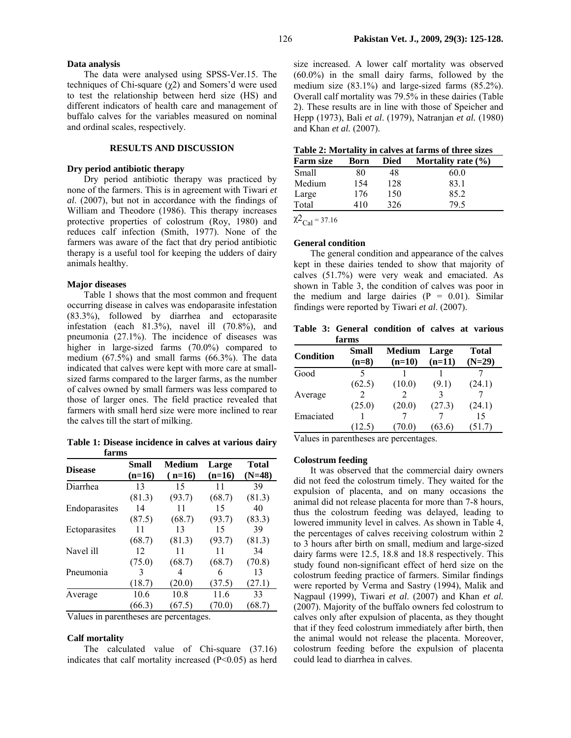### Data analysis

The data were analysed using SPSS-Ver.15. The techniques of Chi-square ($\chi 2$) and Somers'd were used to test the relationship between herd size (HS) and different indicators of health care and management of buffalo calves for the variables measured on nominal and ordinal scales, respectively.

## RESULTS AND DISCUSSION

### Dry period antibiotic therapy

Dry period antibiotic therapy was practiced by none of the farmers. This is in agreement with Tiwari *et al*. (2007), but not in accordance with the findings of William and Theodore (1986). This therapy increases protective properties of colostrum (Roy, 1980) and reduces calf infection (Smith, 1977). None of the farmers was aware of the fact that dry period antibiotic therapy is a useful tool for keeping the udders of dairy animals healthy.

### Major diseases

Table 1 shows that the most common and frequent occurring disease in calves was endoparasite infestation (83.3%), followed by diarrhea and ectoparasite infestation (each 81.3%), navel ill (70.8%), and pneumonia (27.1%). The incidence of diseases was higher in large-sized farms (70.0%) compared to medium (67.5%) and small farms (66.3%). The data indicated that calves were kept with more care at small-sized farms compared to the larger farms, as the number of calves owned by small farmers was less compared to those of larger ones. The field practice revealed that farmers with small herd size were more inclined to rear the calves till the start of milking.

**Table 1: Disease incidence in calves at various dairy farms**

| Disease | Small (n=16) | Medium ( n=16) | Large (n=16) | Total (N=48) |
|---|---|---|---|---|
| Diarrhea | 13 | 15 | 11 | 39 |
| | (81.3) | (93.7) | (68.7) | (81.3) |
| Endoparasites | 14 | 11 | 15 | 40 |
| | (87.5) | (68.7) | (93.7) | (83.3) |
| Ectoparasites | 11 | 13 | 15 | 39 |
| | (68.7) | (81.3) | (93.7) | (81.3) |
| Navel ill | 12 | 11 | 11 | 34 |
| | (75.0) | (68.7) | (68.7) | (70.8) |
| Pneumonia | 3 | 4 | 6 | 13 |
| | (18.7) | (20.0) | (37.5) | (27.1) |
| Average | 10.6 | 10.8 | 11.6 | 33 |
| | (66.3) | (67.5) | (70.0) | (68.7) |

Values in parentheses are percentages.

### Calf mortality

The calculated value of Chi-square (37.16) indicates that calf mortality increased ($P<0.05$) as herd size increased. A lower calf mortality was observed (60.0%) in the small dairy farms, followed by the medium size (83.1%) and large-sized farms (85.2%). Overall calf mortality was 79.5% in these dairies (Table 2). These results are in line with those of Speicher and Hepp (1973), Bali *et al*. (1979), Natranjan *et al.* (1980) and Khan *et al.* (2007).

**Table 2: Mortality in calves at farms of three sizes**

| Farm size | Born | Died | Mortality rate (%) |
|---|---|---|---|
| Small | 80 | 48 | 60.0 |
| Medium | 154 | 128 | 83.1 |
| Large | 176 | 150 | 85.2 |
| Total | 410 | 326 | 79.5 |

$\chi 2_{Cal} = 37.16$

### General condition

The general condition and appearance of the calves kept in these dairies tended to show that majority of calves (51.7%) were very weak and emaciated. As shown in Table 3, the condition of calves was poor in the medium and large dairies ($P = 0.01$). Similar findings were reported by Tiwari *et al*. (2007).

**Table 3: General condition of calves at various farms**

| Condition | Small (n=8) | Medium (n=10) | Large (n=11) | Total (N=29) |
|---|---|---|---|---|
| Good | 5 | 1 | 1 | 7 |
| | (62.5) | (10.0) | (9.1) | (24.1) |
| Average | 2 | 2 | 3 | 7 |
| | (25.0) | (20.0) | (27.3) | (24.1) |
| Emaciated | 1 | 7 | 7 | 15 |
| | (12.5) | (70.0) | (63.6) | (51.7) |

Values in parentheses are percentages.

### Colostrum feeding

It was observed that the commercial dairy owners did not feed the colostrum timely. They waited for the expulsion of placenta, and on many occasions the animal did not release placenta for more than 7-8 hours, thus the colostrum feeding was delayed, leading to lowered immunity level in calves. As shown in Table 4, the percentages of calves receiving colostrum within 2 to 3 hours after birth on small, medium and large-sized dairy farms were 12.5, 18.8 and 18.8 respectively. This study found non-significant effect of herd size on the colostrum feeding practice of farmers. Similar findings were reported by Verma and Sastry (1994), Malik and Nagpaul (1999), Tiwari *et al*. (2007) and Khan *et al.* (2007). Majority of the buffalo owners fed colostrum to calves only after expulsion of placenta, as they thought that if they feed colostrum immediately after birth, then the animal would not release the placenta. Moreover, colostrum feeding before the expulsion of placenta could lead to diarrhea in calves.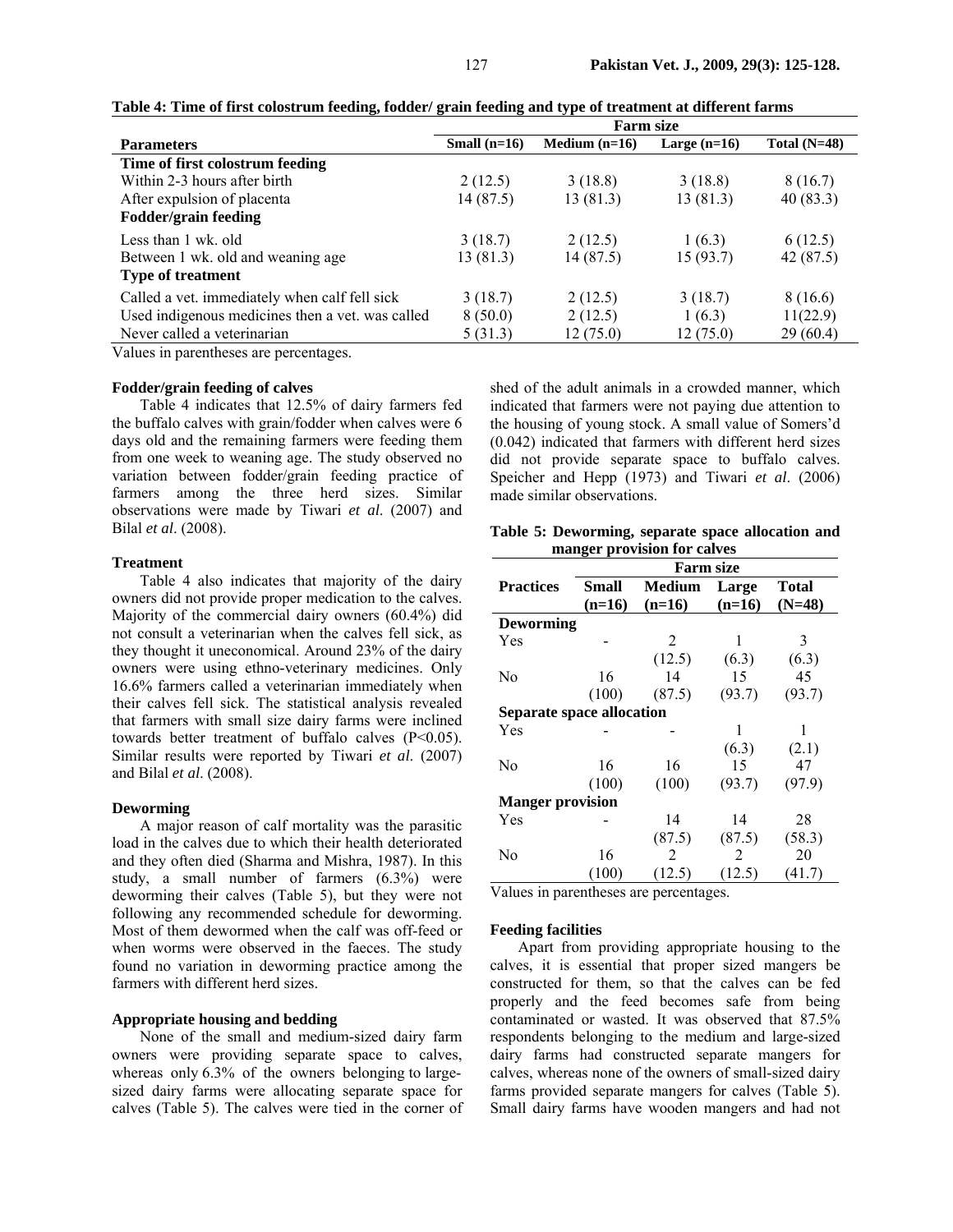**Table 4: Time of first colostrum feeding, fodder/ grain feeding and type of treatment at different farms**

| Parameters | Farm size | | | |
|---|---|---|---|---|
| | Small (n=16) | Medium (n=16) | Large (n=16) | Total (N=48) |
| **Time of first colostrum feeding** | | | | |
| Within 2-3 hours after birth | 2 (12.5) | 3 (18.8) | 3 (18.8) | 8 (16.7) |
| After expulsion of placenta | 14 (87.5) | 13 (81.3) | 13 (81.3) | 40 (83.3) |
| **Fodder/grain feeding** | | | | |
| Less than 1 wk. old | 3 (18.7) | 2 (12.5) | 1 (6.3) | 6 (12.5) |
| Between 1 wk. old and weaning age | 13 (81.3) | 14 (87.5) | 15 (93.7) | 42 (87.5) |
| **Type of treatment** | | | | |
| Called a vet. immediately when calf fell sick | 3 (18.7) | 2 (12.5) | 3 (18.7) | 8 (16.6) |
| Used indigenous medicines then a vet. was called | 8 (50.0) | 2 (12.5) | 1 (6.3) | 11(22.9) |
| Never called a veterinarian | 5 (31.3) | 12 (75.0) | 12 (75.0) | 29 (60.4) |

Values in parentheses are percentages.

### Fodder/grain feeding of calves

Table 4 indicates that 12.5% of dairy farmers fed the buffalo calves with grain/fodder when calves were 6 days old and the remaining farmers were feeding them from one week to weaning age. The study observed no variation between fodder/grain feeding practice of farmers among the three herd sizes. Similar observations were made by Tiwari *et al.* (2007) and Bilal *et al*. (2008).

### Treatment

Table 4 also indicates that majority of the dairy owners did not provide proper medication to the calves. Majority of the commercial dairy owners (60.4%) did not consult a veterinarian when the calves fell sick, as they thought it uneconomical. Around 23% of the dairy owners were using ethno-veterinary medicines. Only 16.6% farmers called a veterinarian immediately when their calves fell sick. The statistical analysis revealed that farmers with small size dairy farms were inclined towards better treatment of buffalo calves ($P<0.05$). Similar results were reported by Tiwari *et al*. (2007) and Bilal *et al*. (2008).

### Deworming

A major reason of calf mortality was the parasitic load in the calves due to which their health deteriorated and they often died (Sharma and Mishra, 1987). In this study, a small number of farmers (6.3%) were deworming their calves (Table 5), but they were not following any recommended schedule for deworming. Most of them dewormed when the calf was off-feed or when worms were observed in the faeces. The study found no variation in deworming practice among the farmers with different herd sizes.

### Appropriate housing and bedding

None of the small and medium-sized dairy farm owners were providing separate space to calves, whereas only 6.3% of the owners belonging to large-sized dairy farms were allocating separate space for calves (Table 5). The calves were tied in the corner of shed of the adult animals in a crowded manner, which indicated that farmers were not paying due attention to the housing of young stock. A small value of Somers'd (0.042) indicated that farmers with different herd sizes did not provide separate space to buffalo calves. Speicher and Hepp (1973) and Tiwari *et al*. (2006) made similar observations.

**Table 5: Deworming, separate space allocation and manger provision for calves**

| Practices | Farm size | | | |
|---|---|---|---|---|
| | Small (n=16) | Medium (n=16) | Large (n=16) | Total (N=48) |
| **Deworming** | | | | |
| Yes | - | 2 (12.5) | 1 (6.3) | 3 (6.3) |
| No | 16 (100) | 14 (87.5) | 15 (93.7) | 45 (93.7) |
| **Separate space allocation** | | | | |
| Yes | - | - | 1 (6.3) | 1 (2.1) |
| No | 16 (100) | 16 (100) | 15 (93.7) | 47 (97.9) |
| **Manger provision** | | | | |
| Yes | - | 14 (87.5) | 14 (87.5) | 28 (58.3) |
| No | 16 (100) | 2 (12.5) | 2 (12.5) | 20 (41.7) |

Values in parentheses are percentages.

### Feeding facilities

Apart from providing appropriate housing to the calves, it is essential that proper sized mangers be constructed for them, so that the calves can be fed properly and the feed becomes safe from being contaminated or wasted. It was observed that 87.5% respondents belonging to the medium and large-sized dairy farms had constructed separate mangers for calves, whereas none of the owners of small-sized dairy farms provided separate mangers for calves (Table 5). Small dairy farms have wooden mangers and had not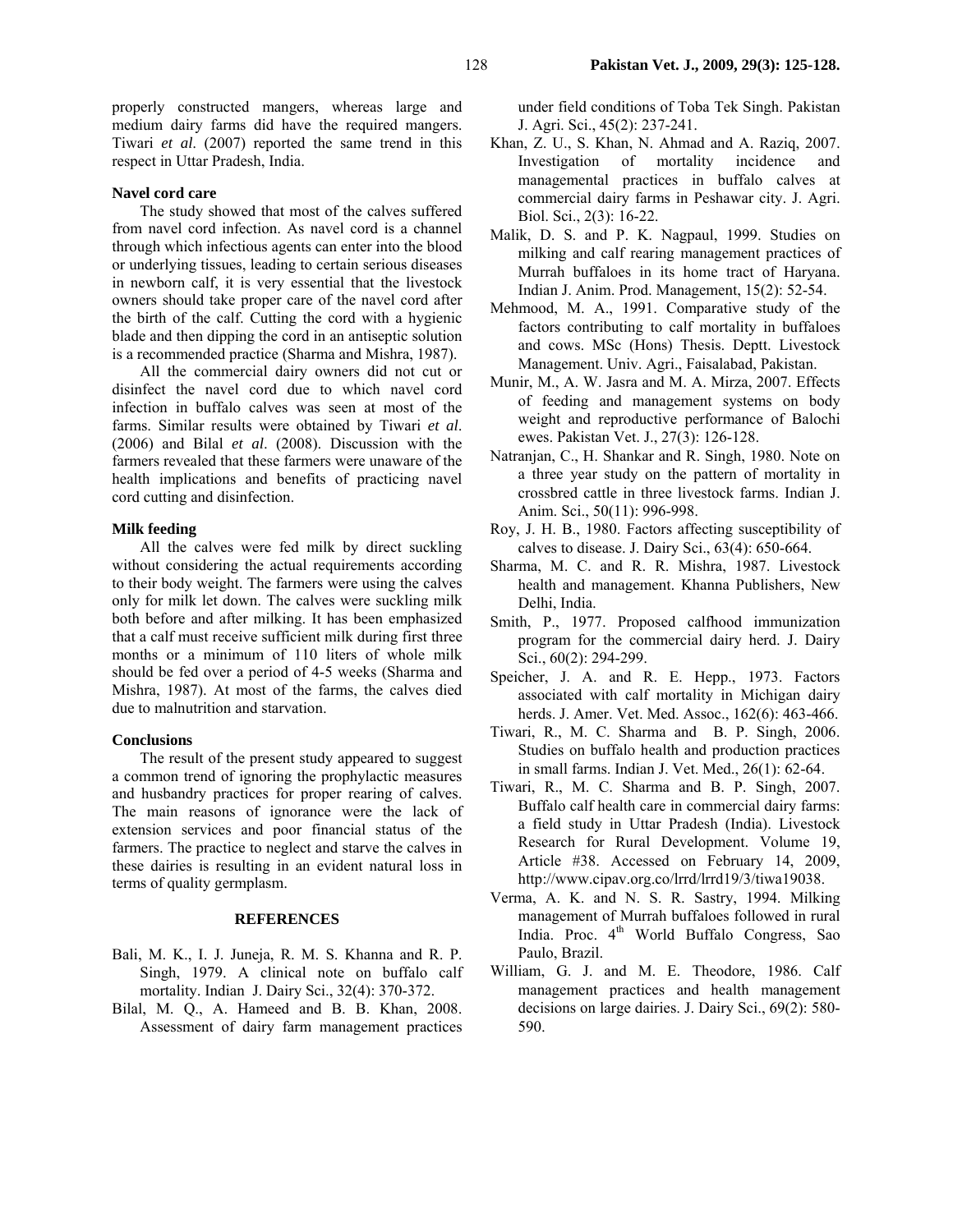properly constructed mangers, whereas large and medium dairy farms did have the required mangers. Tiwari *et al*. (2007) reported the same trend in this respect in Uttar Pradesh, India.

### Navel cord care

The study showed that most of the calves suffered from navel cord infection. As navel cord is a channel through which infectious agents can enter into the blood or underlying tissues, leading to certain serious diseases in newborn calf, it is very essential that the livestock owners should take proper care of the navel cord after the birth of the calf. Cutting the cord with a hygienic blade and then dipping the cord in an antiseptic solution is a recommended practice (Sharma and Mishra, 1987).

All the commercial dairy owners did not cut or disinfect the navel cord due to which navel cord infection in buffalo calves was seen at most of the farms. Similar results were obtained by Tiwari *et al*. (2006) and Bilal *et al*. (2008). Discussion with the farmers revealed that these farmers were unaware of the health implications and benefits of practicing navel cord cutting and disinfection.

### Milk feeding

All the calves were fed milk by direct suckling without considering the actual requirements according to their body weight. The farmers were using the calves only for milk let down. The calves were suckling milk both before and after milking. It has been emphasized that a calf must receive sufficient milk during first three months or a minimum of 110 liters of whole milk should be fed over a period of 4-5 weeks (Sharma and Mishra, 1987). At most of the farms, the calves died due to malnutrition and starvation.

### Conclusions

The result of the present study appeared to suggest a common trend of ignoring the prophylactic measures and husbandry practices for proper rearing of calves. The main reasons of ignorance were the lack of extension services and poor financial status of the farmers. The practice to neglect and starve the calves in these dairies is resulting in an evident natural loss in terms of quality germplasm.

## REFERENCES

Bali, M. K., I. J. Juneja, R. M. S. Khanna and R. P. Singh, 1979. A clinical note on buffalo calf mortality. Indian J. Dairy Sci., 32(4): 370-372.

Bilal, M. Q., A. Hameed and B. B. Khan, 2008. Assessment of dairy farm management practices under field conditions of Toba Tek Singh. Pakistan J. Agri. Sci., 45(2): 237-241.

Khan, Z. U., S. Khan, N. Ahmad and A. Raziq, 2007. Investigation of mortality incidence and managemental practices in buffalo calves at commercial dairy farms in Peshawar city. J. Agri. Biol. Sci., 2(3): 16-22.

Malik, D. S. and P. K. Nagpaul, 1999. Studies on milking and calf rearing management practices of Murrah buffaloes in its home tract of Haryana. Indian J. Anim. Prod. Management, 15(2): 52-54.

Mehmood, M. A., 1991. Comparative study of the factors contributing to calf mortality in buffaloes and cows. MSc (Hons) Thesis. Deptt. Livestock Management. Univ. Agri., Faisalabad, Pakistan.

Munir, M., A. W. Jasra and M. A. Mirza, 2007. Effects of feeding and management systems on body weight and reproductive performance of Balochi ewes. Pakistan Vet. J., 27(3): 126-128.

Natranjan, C., H. Shankar and R. Singh, 1980. Note on a three year study on the pattern of mortality in crossbred cattle in three livestock farms. Indian J. Anim. Sci., 50(11): 996-998.

Roy, J. H. B., 1980. Factors affecting susceptibility of calves to disease. J. Dairy Sci., 63(4): 650-664.

Sharma, M. C. and R. R. Mishra, 1987. Livestock health and management. Khanna Publishers, New Delhi, India.

Smith, P., 1977. Proposed calfhood immunization program for the commercial dairy herd. J. Dairy Sci., 60(2): 294-299.

Speicher, J. A. and R. E. Hepp., 1973. Factors associated with calf mortality in Michigan dairy herds. J. Amer. Vet. Med. Assoc., 162(6): 463-466.

Tiwari, R., M. C. Sharma and B. P. Singh, 2006. Studies on buffalo health and production practices in small farms. Indian J. Vet. Med., 26(1): 62-64.

Tiwari, R., M. C. Sharma and B. P. Singh, 2007. Buffalo calf health care in commercial dairy farms: a field study in Uttar Pradesh (India). Livestock Research for Rural Development. Volume 19, Article #38. Accessed on February 14, 2009, http://www.cipav.org.co/lrrd/lrrd19/3/tiwa19038.

Verma, A. K. and N. S. R. Sastry, 1994. Milking management of Murrah buffaloes followed in rural India. Proc. 4th World Buffalo Congress, Sao Paulo, Brazil.

William, G. J. and M. E. Theodore, 1986. Calf management practices and health management decisions on large dairies. J. Dairy Sci., 69(2): 580-590.